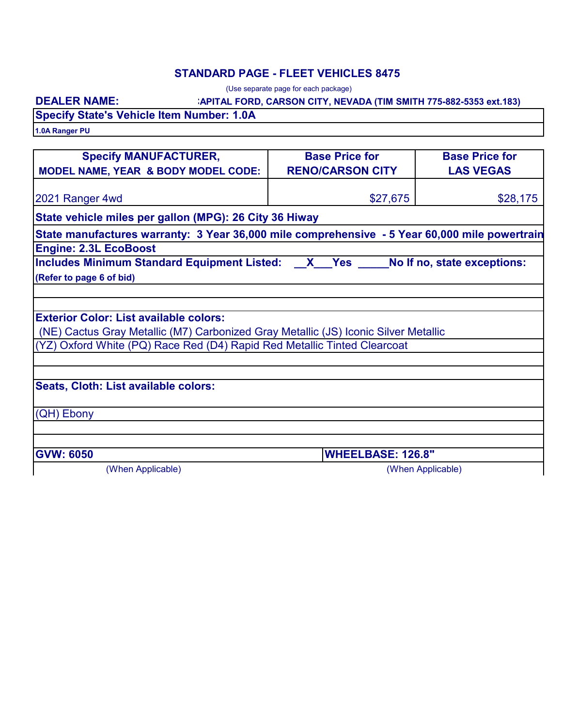## STANDARD PAGE - FLEET VEHICLES 8475

(Use separate page for each package)

**DEALER NAME:** **:APITAL FORD, CARSON CITY, NEVADA (TIM SMITH 775-882-5353 ext.183)**

**Specify State's Vehicle Item Number: 1.0A**

**1.0A Ranger PU**

| Specify MANUFACTURER, MODEL NAME, YEAR & BODY MODEL CODE: | Base Price for RENO/CARSON CITY | Base Price for LAS VEGAS |
|---|---|---|
| 2021 Ranger 4wd | $27,675 | $28,175 |

**State vehicle miles per gallon (MPG): 26 City 36 Hiway**

**State manufactures warranty: 3 Year 36,000 mile comprehensive - 5 Year 60,000 mile powertrain**

**Engine: 2.3L EcoBoost**

**Includes Minimum Standard Equipment Listed: __X___Yes _____No If no, state exceptions:**

**(Refer to page 6 of bid)**

**Exterior Color: List available colors:**

(NE) Cactus Gray Metallic (M7) Carbonized Gray Metallic (JS) Iconic Silver Metallic

(YZ) Oxford White (PQ) Race Red (D4) Rapid Red Metallic Tinted Clearcoat

**Seats, Cloth: List available colors:**

(QH) Ebony

| GVW: 6050 | WHEELBASE: 126.8" |
|---|---|
| (When Applicable) | (When Applicable) |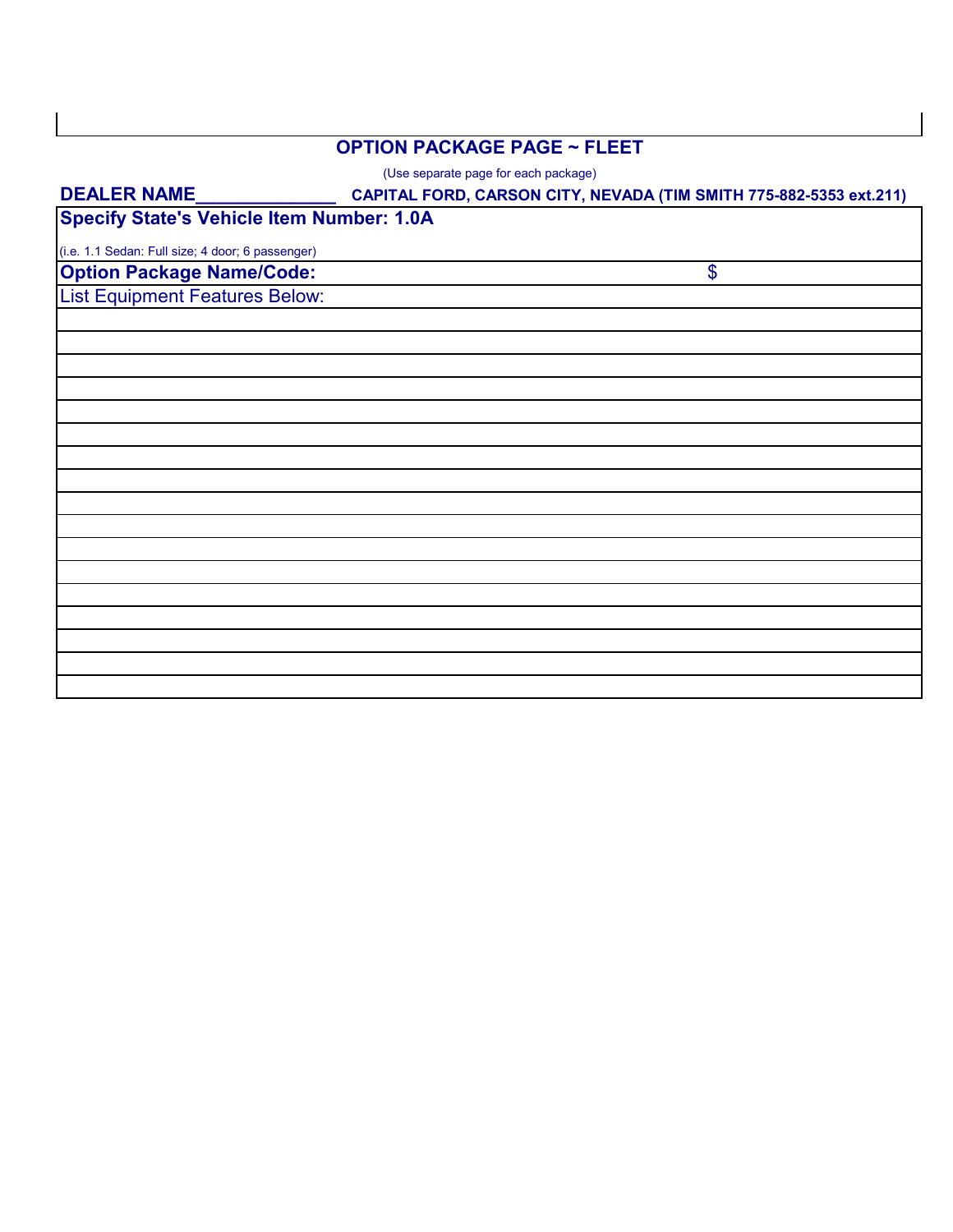## OPTION PACKAGE PAGE ~ FLEET

(Use separate page for each package)

**DEALER NAME______________ CAPITAL FORD, CARSON CITY, NEVADA (TIM SMITH 775-882-5353 ext.211)**

| **Specify State's Vehicle Item Number: 1.0A** | |
|---|---|
| (i.e. 1.1 Sedan: Full size; 4 door; 6 passenger) | |
| **Option Package Name/Code:** | $ |
| List Equipment Features Below: | |
| | |
| | |
| | |
| | |
| | |
| | |
| | |
| | |
| | |
| | |
| | |
| | |
| | |
| | |
| | |
| | |
| | |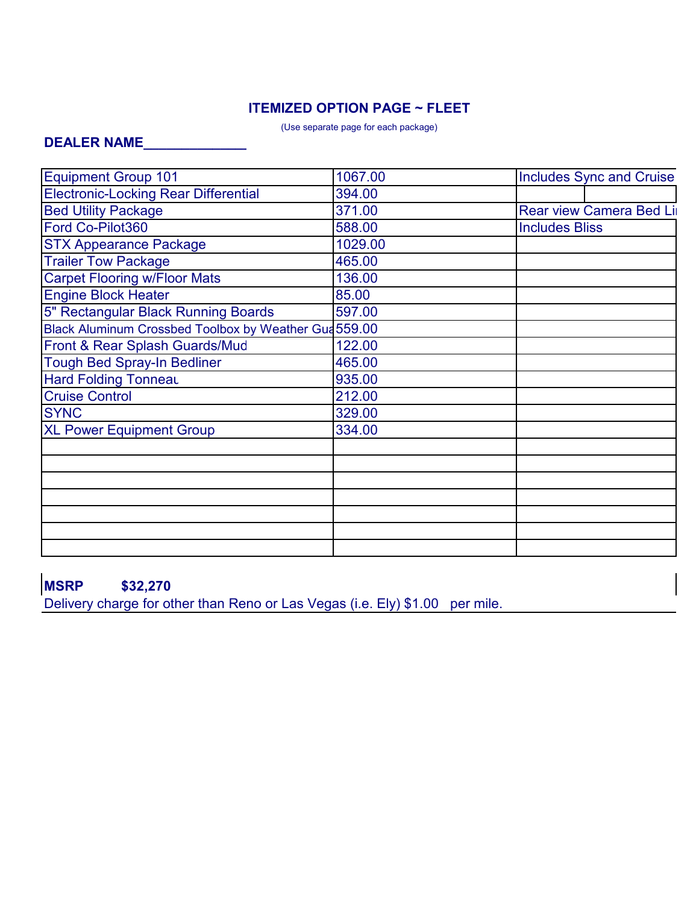## ITEMIZED OPTION PAGE ~ FLEET

(Use separate page for each package)

**DEALER NAME_____________**

| | | |
|---|---|---|
| Equipment Group 101 | 1067.00 | Includes Sync and Cruise |
| Electronic-Locking Rear Differential | 394.00 | |
| Bed Utility Package | 371.00 | Rear view Camera Bed Li |
| Ford Co-Pilot360 | 588.00 | Includes Bliss |
| STX Appearance Package | 1029.00 | |
| Trailer Tow Package | 465.00 | |
| Carpet Flooring w/Floor Mats | 136.00 | |
| Engine Block Heater | 85.00 | |
| 5" Rectangular Black Running Boards | 597.00 | |
| Black Aluminum Crossbed Toolbox by Weather Gua | 559.00 | |
| Front & Rear Splash Guards/Mud | 122.00 | |
| Tough Bed Spray-In Bedliner | 465.00 | |
| Hard Folding Tonneau | 935.00 | |
| Cruise Control | 212.00 | |
| SYNC | 329.00 | |
| XL Power Equipment Group | 334.00 | |
| | | |
| | | |
| | | |
| | | |
| | | |
| | | |
| | | |

**MSRP $32,270**

Delivery charge for other than Reno or Las Vegas (i.e. Ely) $1.00 per mile.